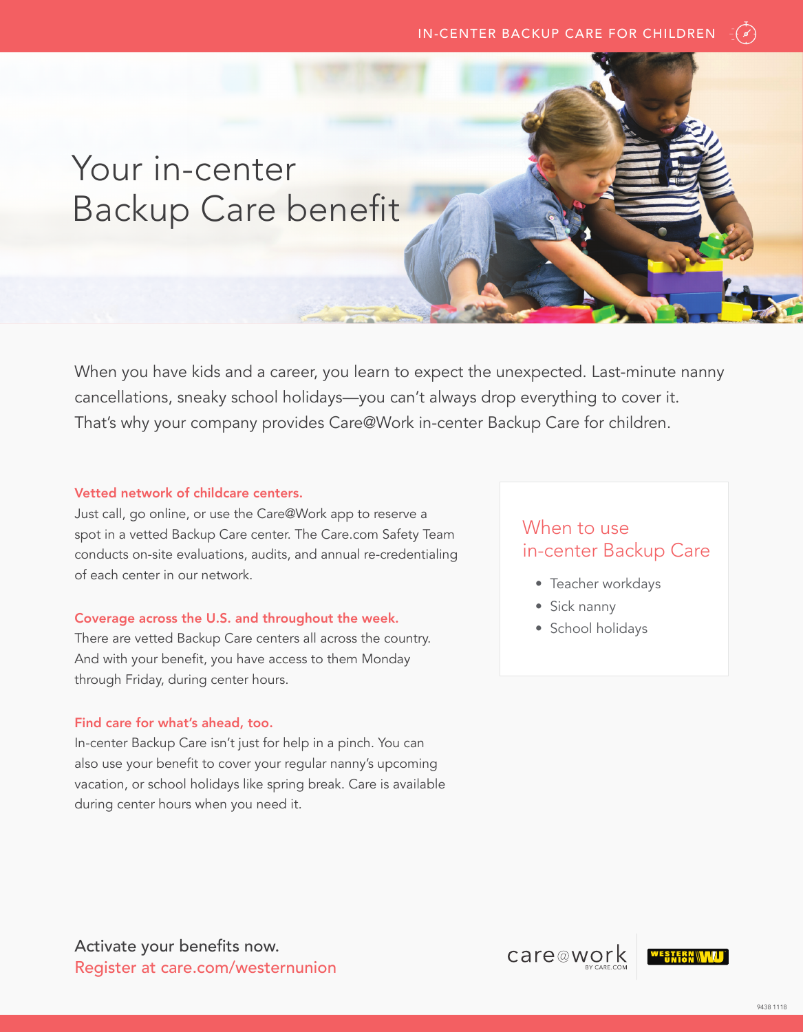IN-CENTER BACKUP CARE FOR CHILDREN

# Your in-center Backup Care benefit

When you have kids and a career, you learn to expect the unexpected. Last-minute nanny cancellations, sneaky school holidays—you can't always drop everything to cover it. That's why your company provides Care@Work in-center Backup Care for children.

**Vetted network of childcare centers.**
Just call, go online, or use the Care@Work app to reserve a spot in a vetted Backup Care center. The Care.com Safety Team conducts on-site evaluations, audits, and annual re-credentialing of each center in our network.

**Coverage across the U.S. and throughout the week.**
There are vetted Backup Care centers all across the country. And with your benefit, you have access to them Monday through Friday, during center hours.

**Find care for what's ahead, too.**
In-center Backup Care isn't just for help in a pinch. You can also use your benefit to cover your regular nanny's upcoming vacation, or school holidays like spring break. Care is available during center hours when you need it.

## When to use in-center Backup Care

- Teacher workdays
- Sick nanny
- School holidays

Activate your benefits now.
Register at care.com/westernunion

care@work BY CARE.COM | WESTERN UNION WU

9438 1118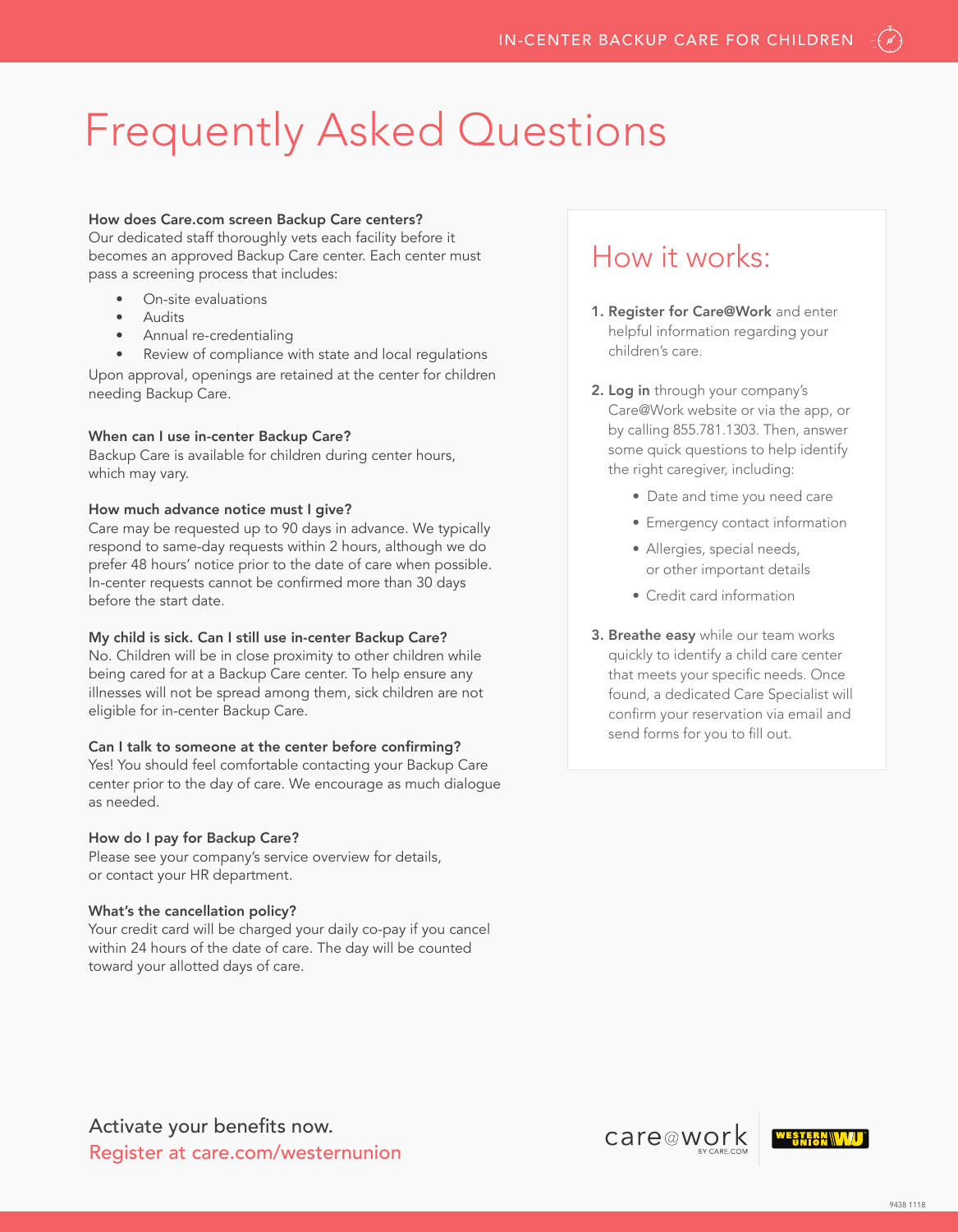# Frequently Asked Questions

**How does Care.com screen Backup Care centers?**
Our dedicated staff thoroughly vets each facility before it becomes an approved Backup Care center. Each center must pass a screening process that includes:

- On-site evaluations
- Audits
- Annual re-credentialing
- Review of compliance with state and local regulations

Upon approval, openings are retained at the center for children needing Backup Care.

**When can I use in-center Backup Care?**
Backup Care is available for children during center hours, which may vary.

**How much advance notice must I give?**
Care may be requested up to 90 days in advance. We typically respond to same-day requests within 2 hours, although we do prefer 48 hours' notice prior to the date of care when possible. In-center requests cannot be confirmed more than 30 days before the start date.

**My child is sick. Can I still use in-center Backup Care?**
No. Children will be in close proximity to other children while being cared for at a Backup Care center. To help ensure any illnesses will not be spread among them, sick children are not eligible for in-center Backup Care.

**Can I talk to someone at the center before confirming?**
Yes! You should feel comfortable contacting your Backup Care center prior to the day of care. We encourage as much dialogue as needed.

**How do I pay for Backup Care?**
Please see your company's service overview for details, or contact your HR department.

**What's the cancellation policy?**
Your credit card will be charged your daily co-pay if you cancel within 24 hours of the date of care. The day will be counted toward your allotted days of care.

## How it works:

1. **Register for Care@Work** and enter helpful information regarding your children's care.
2. **Log in** through your company's Care@Work website or via the app, or by calling 855.781.1303. Then, answer some quick questions to help identify the right caregiver, including:
   - Date and time you need care
   - Emergency contact information
   - Allergies, special needs, or other important details
   - Credit card information
3. **Breathe easy** while our team works quickly to identify a child care center that meets your specific needs. Once found, a dedicated Care Specialist will confirm your reservation via email and send forms for you to fill out.

Activate your benefits now.
Register at care.com/westernunion

care@work BY CARE.COM

WESTERN UNION WU

9438 1118